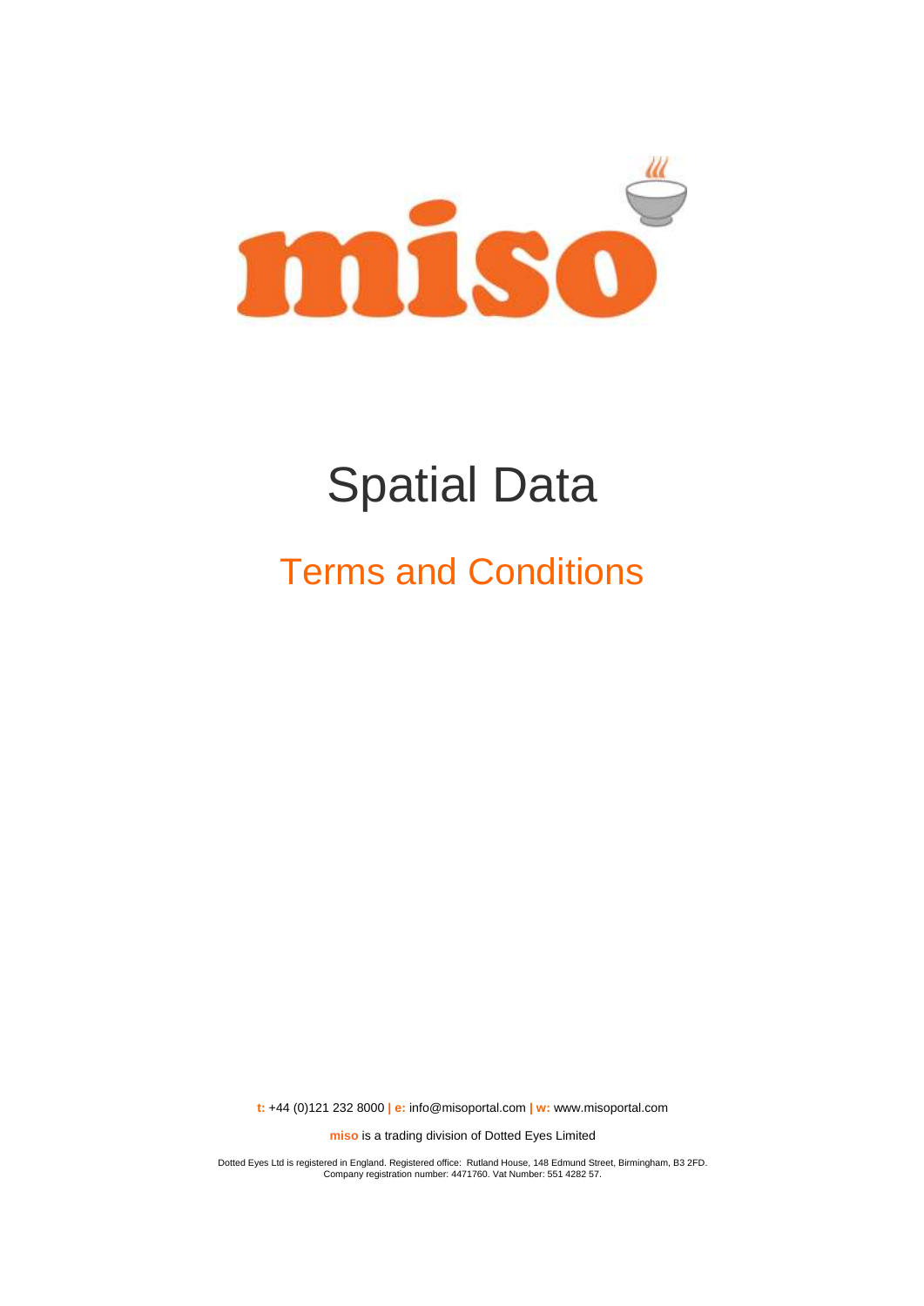miso

# Spatial Data

## Terms and Conditions

**t:** +44 (0)121 232 8000 **|** **e:** info@misoportal.com **|** **w:** www.misoportal.com

**miso** is a trading division of Dotted Eyes Limited

Dotted Eyes Ltd is registered in England. Registered office: Rutland House, 148 Edmund Street, Birmingham, B3 2FD.
Company registration number: 4471760. Vat Number: 551 4282 57.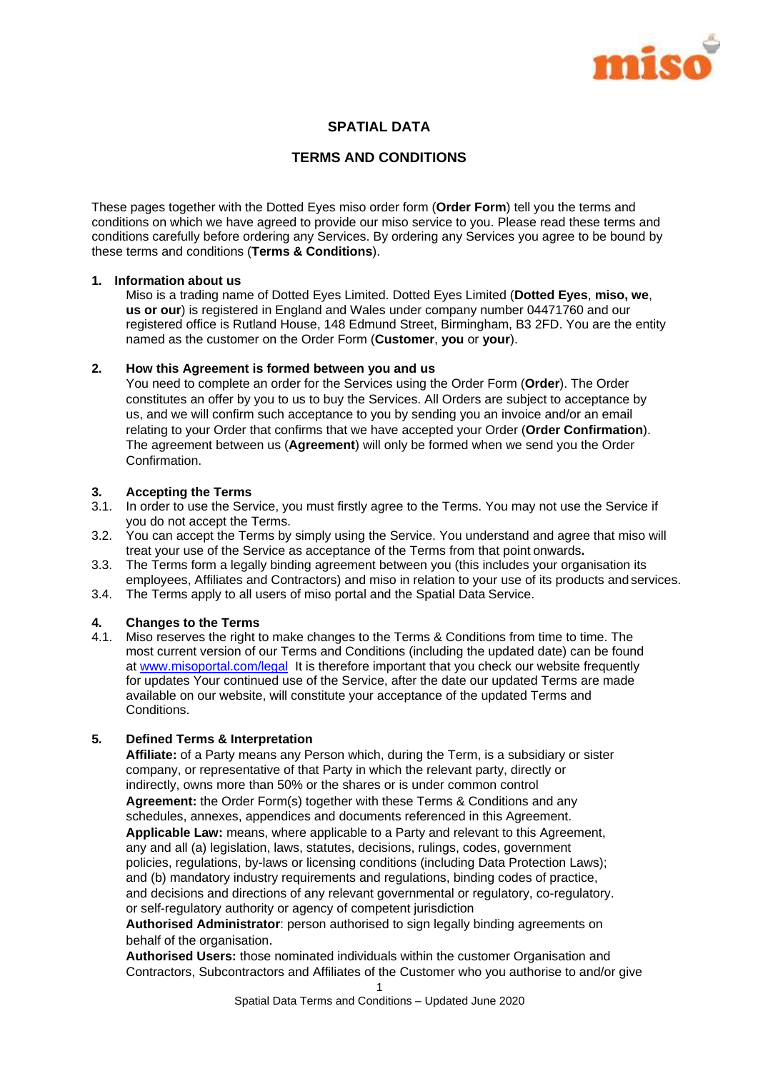# SPATIAL DATA

# TERMS AND CONDITIONS

These pages together with the Dotted Eyes miso order form (**Order Form**) tell you the terms and conditions on which we have agreed to provide our miso service to you. Please read these terms and conditions carefully before ordering any Services. By ordering any Services you agree to be bound by these terms and conditions (**Terms & Conditions**).

## 1. Information about us

Miso is a trading name of Dotted Eyes Limited. Dotted Eyes Limited (**Dotted Eyes**, **miso, we**, **us or our**) is registered in England and Wales under company number 04471760 and our registered office is Rutland House, 148 Edmund Street, Birmingham, B3 2FD. You are the entity named as the customer on the Order Form (**Customer**, **you** or **your**).

## 2. How this Agreement is formed between you and us

You need to complete an order for the Services using the Order Form (**Order**). The Order constitutes an offer by you to us to buy the Services. All Orders are subject to acceptance by us, and we will confirm such acceptance to you by sending you an invoice and/or an email relating to your Order that confirms that we have accepted your Order (**Order Confirmation**). The agreement between us (**Agreement**) will only be formed when we send you the Order Confirmation.

## 3. Accepting the Terms

3.1. In order to use the Service, you must firstly agree to the Terms. You may not use the Service if you do not accept the Terms.

3.2. You can accept the Terms by simply using the Service. You understand and agree that miso will treat your use of the Service as acceptance of the Terms from that point onwards**.**

3.3. The Terms form a legally binding agreement between you (this includes your organisation its employees, Affiliates and Contractors) and miso in relation to your use of its products and services.

3.4. The Terms apply to all users of miso portal and the Spatial Data Service.

## 4. Changes to the Terms

4.1. Miso reserves the right to make changes to the Terms & Conditions from time to time. The most current version of our Terms and Conditions (including the updated date) can be found at [www.misoportal.com/legal](www.misoportal.com/legal) It is therefore important that you check our website frequently for updates Your continued use of the Service, after the date our updated Terms are made available on our website, will constitute your acceptance of the updated Terms and Conditions.

## 5. Defined Terms & Interpretation

**Affiliate:** of a Party means any Person which, during the Term, is a subsidiary or sister company, or representative of that Party in which the relevant party, directly or indirectly, owns more than 50% or the shares or is under common control

**Agreement:** the Order Form(s) together with these Terms & Conditions and any schedules, annexes, appendices and documents referenced in this Agreement.

**Applicable Law:** means, where applicable to a Party and relevant to this Agreement, any and all (a) legislation, laws, statutes, decisions, rulings, codes, government policies, regulations, by-laws or licensing conditions (including Data Protection Laws); and (b) mandatory industry requirements and regulations, binding codes of practice, and decisions and directions of any relevant governmental or regulatory, co-regulatory. or self-regulatory authority or agency of competent jurisdiction

**Authorised Administrator**: person authorised to sign legally binding agreements on behalf of the organisation.

**Authorised Users:** those nominated individuals within the customer Organisation and Contractors, Subcontractors and Affiliates of the Customer who you authorise to and/or give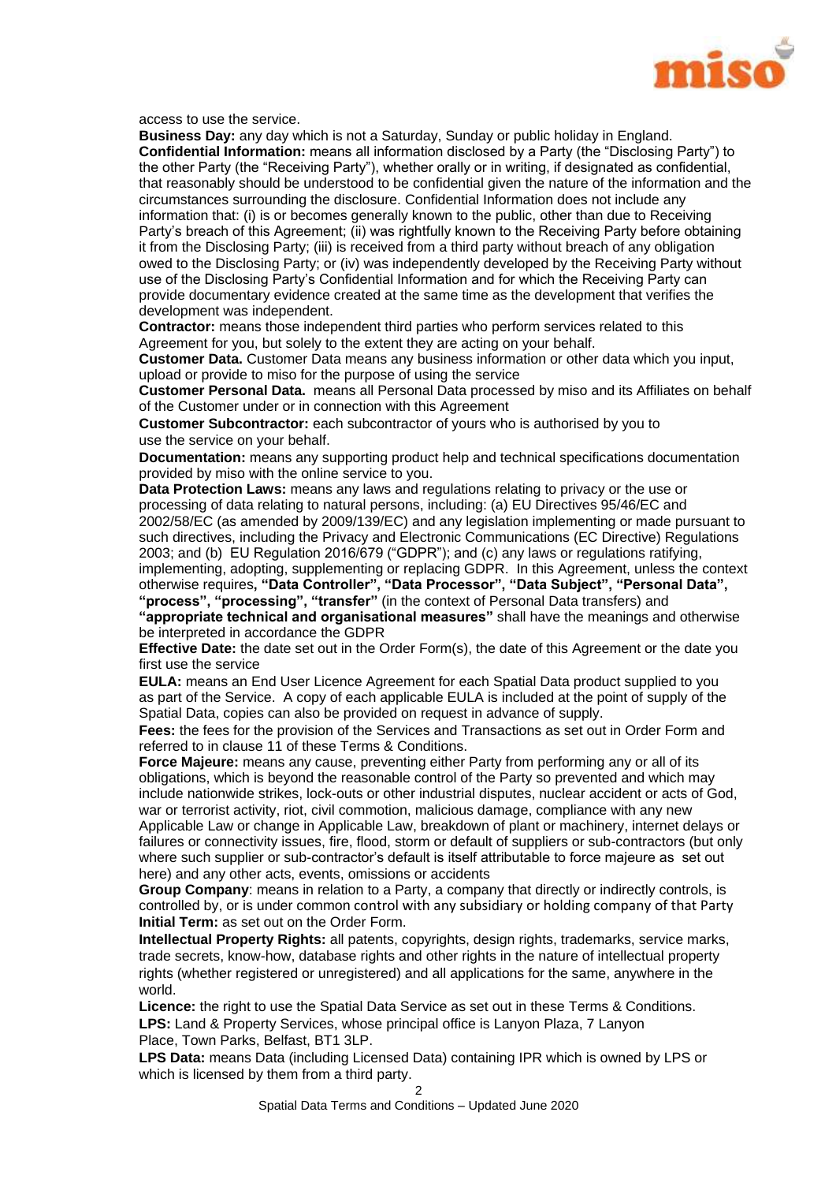access to use the service.

**Business Day:** any day which is not a Saturday, Sunday or public holiday in England.

**Confidential Information:** means all information disclosed by a Party (the "Disclosing Party") to the other Party (the "Receiving Party"), whether orally or in writing, if designated as confidential, that reasonably should be understood to be confidential given the nature of the information and the circumstances surrounding the disclosure. Confidential Information does not include any information that: (i) is or becomes generally known to the public, other than due to Receiving Party's breach of this Agreement; (ii) was rightfully known to the Receiving Party before obtaining it from the Disclosing Party; (iii) is received from a third party without breach of any obligation owed to the Disclosing Party; or (iv) was independently developed by the Receiving Party without use of the Disclosing Party's Confidential Information and for which the Receiving Party can provide documentary evidence created at the same time as the development that verifies the development was independent.

**Contractor:** means those independent third parties who perform services related to this Agreement for you, but solely to the extent they are acting on your behalf.

**Customer Data.** Customer Data means any business information or other data which you input, upload or provide to miso for the purpose of using the service

**Customer Personal Data.** means all Personal Data processed by miso and its Affiliates on behalf of the Customer under or in connection with this Agreement

**Customer Subcontractor:** each subcontractor of yours who is authorised by you to use the service on your behalf.

**Documentation:** means any supporting product help and technical specifications documentation provided by miso with the online service to you.

**Data Protection Laws:** means any laws and regulations relating to privacy or the use or processing of data relating to natural persons, including: (a) EU Directives 95/46/EC and 2002/58/EC (as amended by 2009/139/EC) and any legislation implementing or made pursuant to such directives, including the Privacy and Electronic Communications (EC Directive) Regulations 2003; and (b) EU Regulation 2016/679 ("GDPR"); and (c) any laws or regulations ratifying, implementing, adopting, supplementing or replacing GDPR. In this Agreement, unless the context otherwise requires**, "Data Controller", "Data Processor", "Data Subject", "Personal Data", "process", "processing", "transfer"** (in the context of Personal Data transfers) and **"appropriate technical and organisational measures"** shall have the meanings and otherwise be interpreted in accordance the GDPR

**Effective Date:** the date set out in the Order Form(s), the date of this Agreement or the date you first use the service

**EULA:** means an End User Licence Agreement for each Spatial Data product supplied to you as part of the Service. A copy of each applicable EULA is included at the point of supply of the Spatial Data, copies can also be provided on request in advance of supply.

**Fees:** the fees for the provision of the Services and Transactions as set out in Order Form and referred to in clause 11 of these Terms & Conditions.

**Force Majeure:** means any cause, preventing either Party from performing any or all of its obligations, which is beyond the reasonable control of the Party so prevented and which may include nationwide strikes, lock-outs or other industrial disputes, nuclear accident or acts of God, war or terrorist activity, riot, civil commotion, malicious damage, compliance with any new Applicable Law or change in Applicable Law, breakdown of plant or machinery, internet delays or failures or connectivity issues, fire, flood, storm or default of suppliers or sub-contractors (but only where such supplier or sub-contractor's default is itself attributable to force majeure as set out here) and any other acts, events, omissions or accidents

**Group Company**: means in relation to a Party, a company that directly or indirectly controls, is controlled by, or is under common control with any subsidiary or holding company of that Party

**Initial Term:** as set out on the Order Form.

**Intellectual Property Rights:** all patents, copyrights, design rights, trademarks, service marks, trade secrets, know-how, database rights and other rights in the nature of intellectual property rights (whether registered or unregistered) and all applications for the same, anywhere in the world.

**Licence:** the right to use the Spatial Data Service as set out in these Terms & Conditions.

**LPS:** Land & Property Services, whose principal office is Lanyon Plaza, 7 Lanyon Place, Town Parks, Belfast, BT1 3LP.

**LPS Data:** means Data (including Licensed Data) containing IPR which is owned by LPS or which is licensed by them from a third party.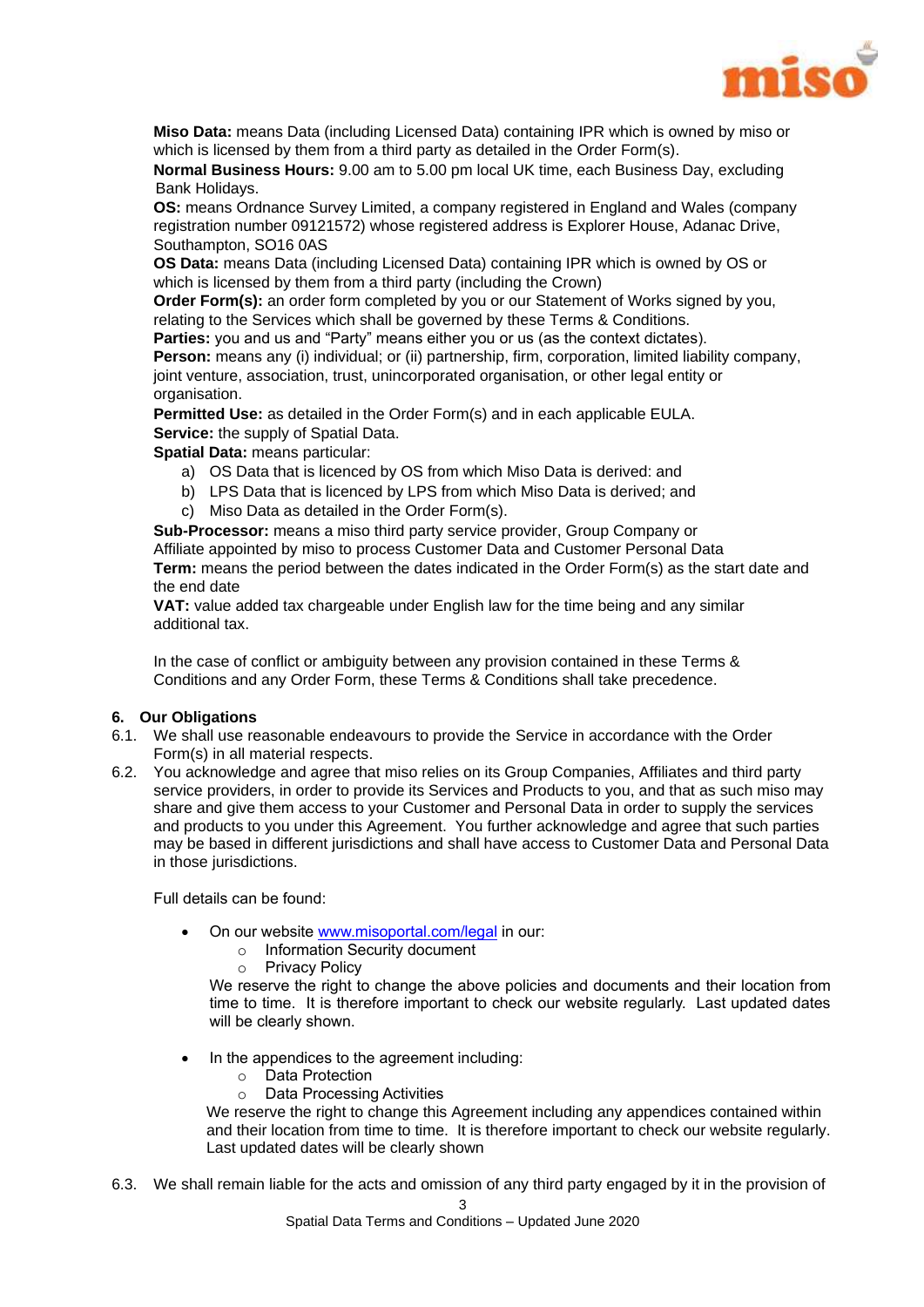**Miso Data:** means Data (including Licensed Data) containing IPR which is owned by miso or which is licensed by them from a third party as detailed in the Order Form(s).

**Normal Business Hours:** 9.00 am to 5.00 pm local UK time, each Business Day, excluding Bank Holidays.

**OS:** means Ordnance Survey Limited, a company registered in England and Wales (company registration number 09121572) whose registered address is Explorer House, Adanac Drive, Southampton, SO16 0AS

**OS Data:** means Data (including Licensed Data) containing IPR which is owned by OS or which is licensed by them from a third party (including the Crown)

**Order Form(s):** an order form completed by you or our Statement of Works signed by you, relating to the Services which shall be governed by these Terms & Conditions.

**Parties:** you and us and "Party" means either you or us (as the context dictates).

**Person:** means any (i) individual; or (ii) partnership, firm, corporation, limited liability company, joint venture, association, trust, unincorporated organisation, or other legal entity or organisation.

**Permitted Use:** as detailed in the Order Form(s) and in each applicable EULA.

**Service:** the supply of Spatial Data.

**Spatial Data:** means particular:

a) OS Data that is licenced by OS from which Miso Data is derived: and
b) LPS Data that is licenced by LPS from which Miso Data is derived; and
c) Miso Data as detailed in the Order Form(s).

**Sub-Processor:** means a miso third party service provider, Group Company or Affiliate appointed by miso to process Customer Data and Customer Personal Data

**Term:** means the period between the dates indicated in the Order Form(s) as the start date and the end date

**VAT:** value added tax chargeable under English law for the time being and any similar additional tax.

In the case of conflict or ambiguity between any provision contained in these Terms & Conditions and any Order Form, these Terms & Conditions shall take precedence.

## 6. Our Obligations

6.1. We shall use reasonable endeavours to provide the Service in accordance with the Order Form(s) in all material respects.

6.2. You acknowledge and agree that miso relies on its Group Companies, Affiliates and third party service providers, in order to provide its Services and Products to you, and that as such miso may share and give them access to your Customer and Personal Data in order to supply the services and products to you under this Agreement. You further acknowledge and agree that such parties may be based in different jurisdictions and shall have access to Customer Data and Personal Data in those jurisdictions.

Full details can be found:

- On our website www.misoportal.com/legal in our:
  - Information Security document
  - Privacy Policy

  We reserve the right to change the above policies and documents and their location from time to time. It is therefore important to check our website regularly. Last updated dates will be clearly shown.

- In the appendices to the agreement including:
  - Data Protection
  - Data Processing Activities

  We reserve the right to change this Agreement including any appendices contained within and their location from time to time. It is therefore important to check our website regularly. Last updated dates will be clearly shown

6.3. We shall remain liable for the acts and omission of any third party engaged by it in the provision of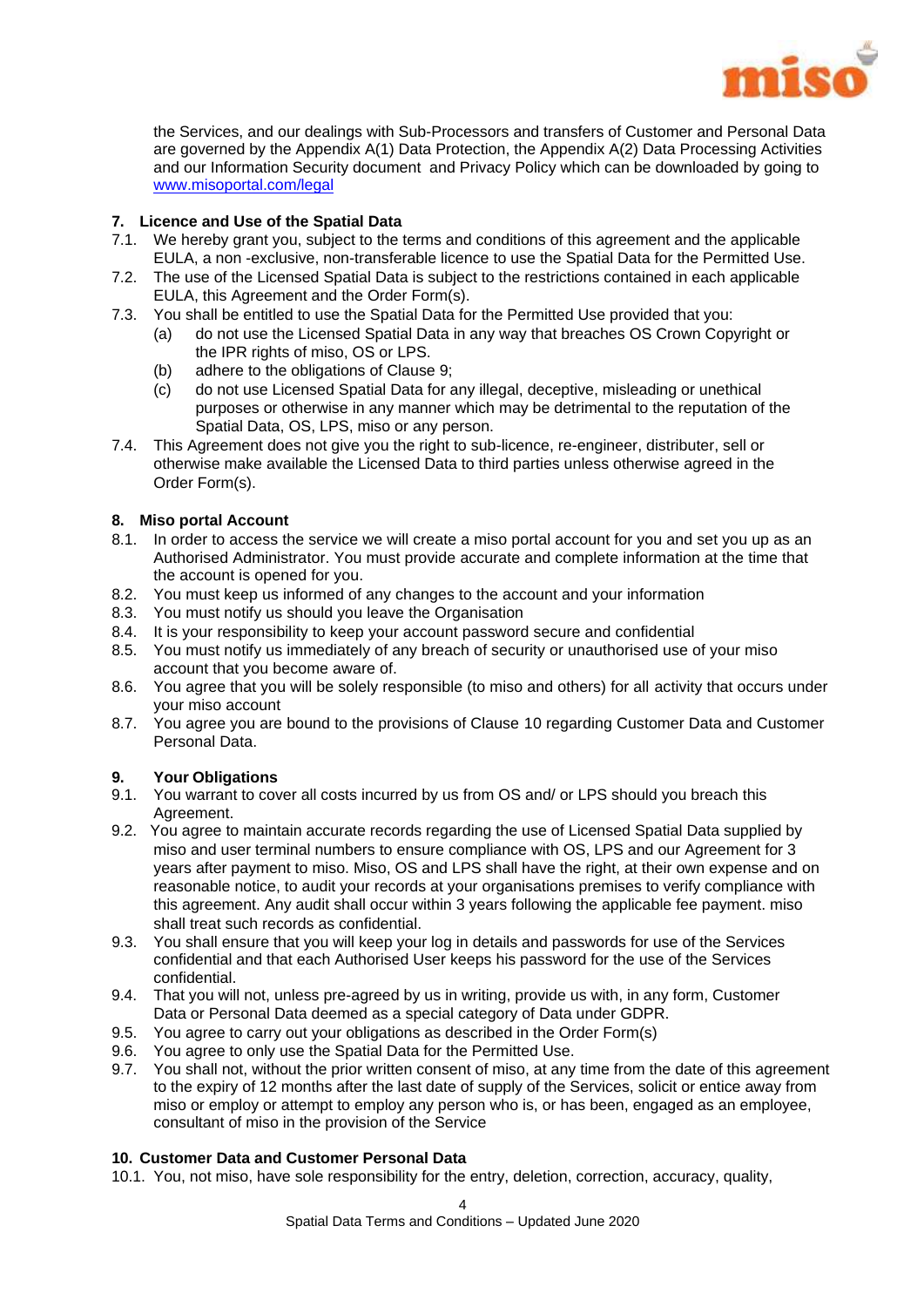the Services, and our dealings with Sub-Processors and transfers of Customer and Personal Data are governed by the Appendix A(1) Data Protection, the Appendix A(2) Data Processing Activities and our Information Security document and Privacy Policy which can be downloaded by going to [www.misoportal.com/legal](http://www.misoportal.com/legal)

## 7. Licence and Use of the Spatial Data

7.1. We hereby grant you, subject to the terms and conditions of this agreement and the applicable EULA, a non -exclusive, non-transferable licence to use the Spatial Data for the Permitted Use.

7.2. The use of the Licensed Spatial Data is subject to the restrictions contained in each applicable EULA, this Agreement and the Order Form(s).

7.3. You shall be entitled to use the Spatial Data for the Permitted Use provided that you:

- (a) do not use the Licensed Spatial Data in any way that breaches OS Crown Copyright or the IPR rights of miso, OS or LPS.
- (b) adhere to the obligations of Clause 9;
- (c) do not use Licensed Spatial Data for any illegal, deceptive, misleading or unethical purposes or otherwise in any manner which may be detrimental to the reputation of the Spatial Data, OS, LPS, miso or any person.

7.4. This Agreement does not give you the right to sub-licence, re-engineer, distributer, sell or otherwise make available the Licensed Data to third parties unless otherwise agreed in the Order Form(s).

## 8. Miso portal Account

8.1. In order to access the service we will create a miso portal account for you and set you up as an Authorised Administrator. You must provide accurate and complete information at the time that the account is opened for you.

8.2. You must keep us informed of any changes to the account and your information

8.3. You must notify us should you leave the Organisation

8.4. It is your responsibility to keep your account password secure and confidential

8.5. You must notify us immediately of any breach of security or unauthorised use of your miso account that you become aware of.

8.6. You agree that you will be solely responsible (to miso and others) for all activity that occurs under your miso account

8.7. You agree you are bound to the provisions of Clause 10 regarding Customer Data and Customer Personal Data.

## 9. Your Obligations

9.1. You warrant to cover all costs incurred by us from OS and/ or LPS should you breach this Agreement.

9.2. You agree to maintain accurate records regarding the use of Licensed Spatial Data supplied by miso and user terminal numbers to ensure compliance with OS, LPS and our Agreement for 3 years after payment to miso. Miso, OS and LPS shall have the right, at their own expense and on reasonable notice, to audit your records at your organisations premises to verify compliance with this agreement. Any audit shall occur within 3 years following the applicable fee payment. miso shall treat such records as confidential.

9.3. You shall ensure that you will keep your log in details and passwords for use of the Services confidential and that each Authorised User keeps his password for the use of the Services confidential.

9.4. That you will not, unless pre-agreed by us in writing, provide us with, in any form, Customer Data or Personal Data deemed as a special category of Data under GDPR.

9.5. You agree to carry out your obligations as described in the Order Form(s)

9.6. You agree to only use the Spatial Data for the Permitted Use.

9.7. You shall not, without the prior written consent of miso, at any time from the date of this agreement to the expiry of 12 months after the last date of supply of the Services, solicit or entice away from miso or employ or attempt to employ any person who is, or has been, engaged as an employee, consultant of miso in the provision of the Service

## 10. Customer Data and Customer Personal Data

10.1. You, not miso, have sole responsibility for the entry, deletion, correction, accuracy, quality,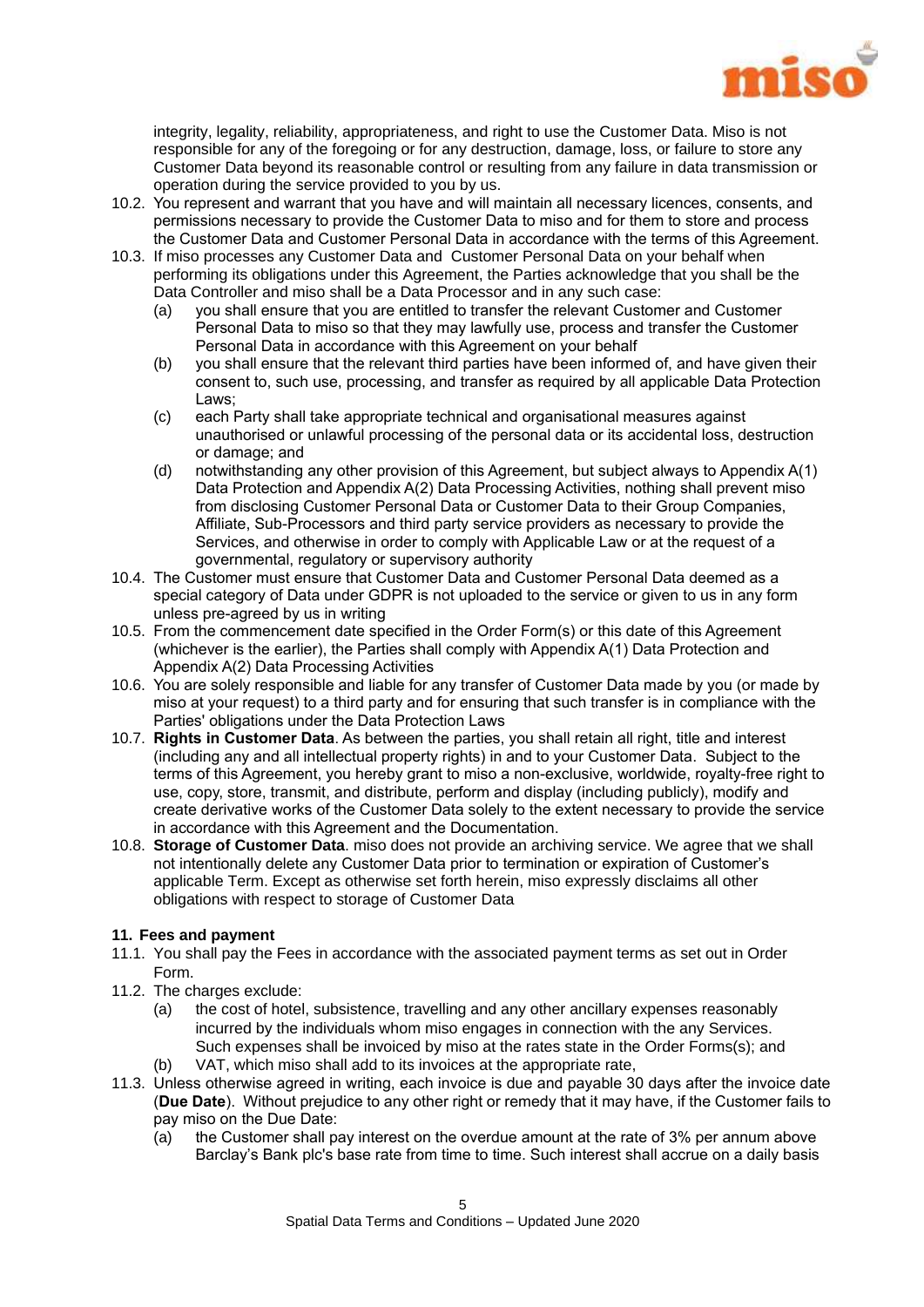integrity, legality, reliability, appropriateness, and right to use the Customer Data. Miso is not responsible for any of the foregoing or for any destruction, damage, loss, or failure to store any Customer Data beyond its reasonable control or resulting from any failure in data transmission or operation during the service provided to you by us.

10.2. You represent and warrant that you have and will maintain all necessary licences, consents, and permissions necessary to provide the Customer Data to miso and for them to store and process the Customer Data and Customer Personal Data in accordance with the terms of this Agreement.

10.3. If miso processes any Customer Data and Customer Personal Data on your behalf when performing its obligations under this Agreement, the Parties acknowledge that you shall be the Data Controller and miso shall be a Data Processor and in any such case:

(a) you shall ensure that you are entitled to transfer the relevant Customer and Customer Personal Data to miso so that they may lawfully use, process and transfer the Customer Personal Data in accordance with this Agreement on your behalf

(b) you shall ensure that the relevant third parties have been informed of, and have given their consent to, such use, processing, and transfer as required by all applicable Data Protection Laws;

(c) each Party shall take appropriate technical and organisational measures against unauthorised or unlawful processing of the personal data or its accidental loss, destruction or damage; and

(d) notwithstanding any other provision of this Agreement, but subject always to Appendix A(1) Data Protection and Appendix A(2) Data Processing Activities, nothing shall prevent miso from disclosing Customer Personal Data or Customer Data to their Group Companies, Affiliate, Sub-Processors and third party service providers as necessary to provide the Services, and otherwise in order to comply with Applicable Law or at the request of a governmental, regulatory or supervisory authority

10.4. The Customer must ensure that Customer Data and Customer Personal Data deemed as a special category of Data under GDPR is not uploaded to the service or given to us in any form unless pre-agreed by us in writing

10.5. From the commencement date specified in the Order Form(s) or this date of this Agreement (whichever is the earlier), the Parties shall comply with Appendix A(1) Data Protection and Appendix A(2) Data Processing Activities

10.6. You are solely responsible and liable for any transfer of Customer Data made by you (or made by miso at your request) to a third party and for ensuring that such transfer is in compliance with the Parties' obligations under the Data Protection Laws

10.7. **Rights in Customer Data**. As between the parties, you shall retain all right, title and interest (including any and all intellectual property rights) in and to your Customer Data. Subject to the terms of this Agreement, you hereby grant to miso a non-exclusive, worldwide, royalty-free right to use, copy, store, transmit, and distribute, perform and display (including publicly), modify and create derivative works of the Customer Data solely to the extent necessary to provide the service in accordance with this Agreement and the Documentation.

10.8. **Storage of Customer Data**. miso does not provide an archiving service. We agree that we shall not intentionally delete any Customer Data prior to termination or expiration of Customer's applicable Term. Except as otherwise set forth herein, miso expressly disclaims all other obligations with respect to storage of Customer Data

### 11. Fees and payment

11.1. You shall pay the Fees in accordance with the associated payment terms as set out in Order Form.

11.2. The charges exclude:

(a) the cost of hotel, subsistence, travelling and any other ancillary expenses reasonably incurred by the individuals whom miso engages in connection with the any Services. Such expenses shall be invoiced by miso at the rates state in the Order Forms(s); and

(b) VAT, which miso shall add to its invoices at the appropriate rate,

11.3. Unless otherwise agreed in writing, each invoice is due and payable 30 days after the invoice date (**Due Date**). Without prejudice to any other right or remedy that it may have, if the Customer fails to pay miso on the Due Date:

(a) the Customer shall pay interest on the overdue amount at the rate of 3% per annum above Barclay's Bank plc's base rate from time to time. Such interest shall accrue on a daily basis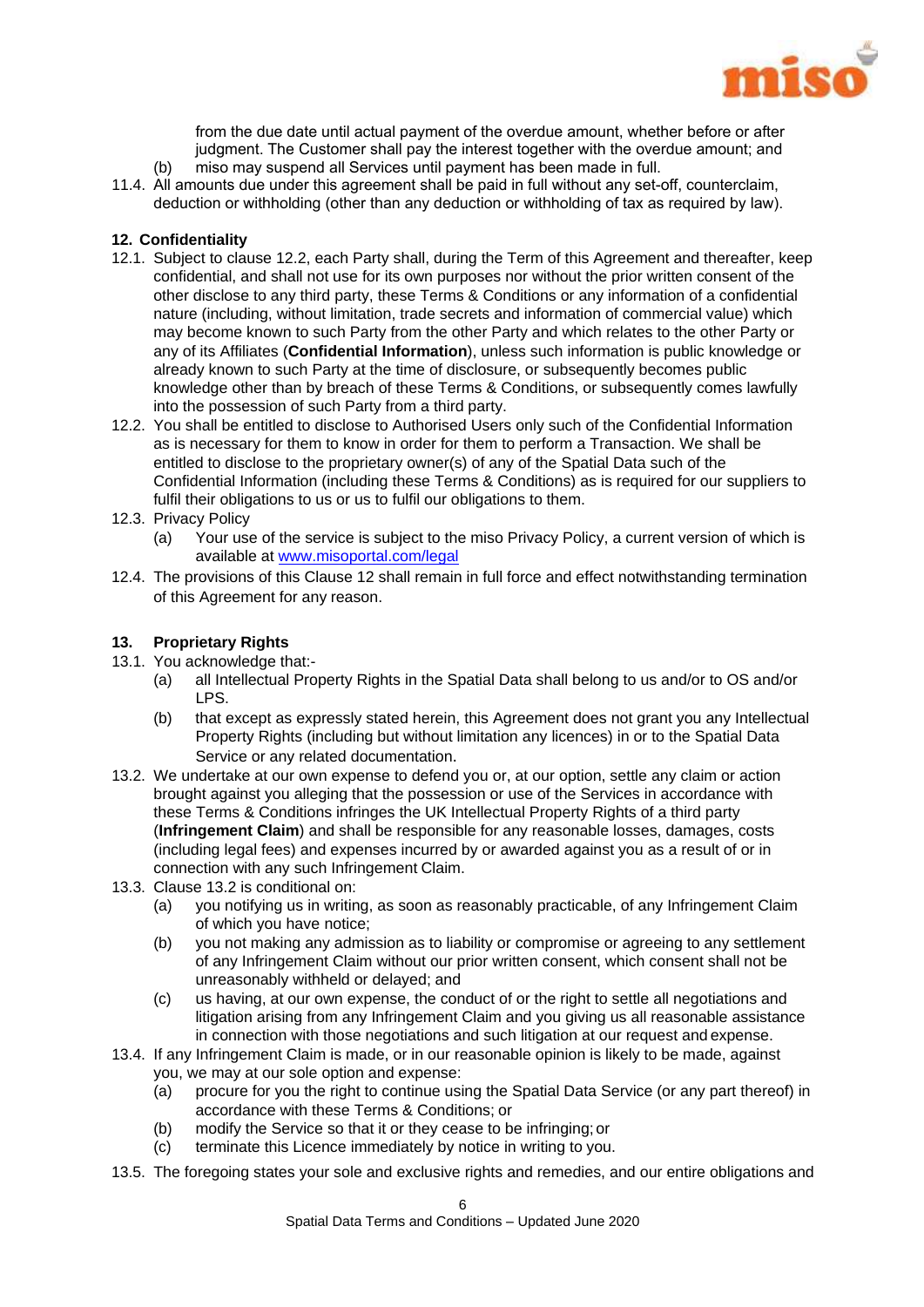from the due date until actual payment of the overdue amount, whether before or after judgment. The Customer shall pay the interest together with the overdue amount; and

(b) miso may suspend all Services until payment has been made in full.

11.4. All amounts due under this agreement shall be paid in full without any set-off, counterclaim, deduction or withholding (other than any deduction or withholding of tax as required by law).

## 12. Confidentiality

12.1. Subject to clause 12.2, each Party shall, during the Term of this Agreement and thereafter, keep confidential, and shall not use for its own purposes nor without the prior written consent of the other disclose to any third party, these Terms & Conditions or any information of a confidential nature (including, without limitation, trade secrets and information of commercial value) which may become known to such Party from the other Party and which relates to the other Party or any of its Affiliates (**Confidential Information**), unless such information is public knowledge or already known to such Party at the time of disclosure, or subsequently becomes public knowledge other than by breach of these Terms & Conditions, or subsequently comes lawfully into the possession of such Party from a third party.

12.2. You shall be entitled to disclose to Authorised Users only such of the Confidential Information as is necessary for them to know in order for them to perform a Transaction. We shall be entitled to disclose to the proprietary owner(s) of any of the Spatial Data such of the Confidential Information (including these Terms & Conditions) as is required for our suppliers to fulfil their obligations to us or us to fulfil our obligations to them.

12.3. Privacy Policy

(a) Your use of the service is subject to the miso Privacy Policy, a current version of which is available at [www.misoportal.com/legal](www.misoportal.com/legal)

12.4. The provisions of this Clause 12 shall remain in full force and effect notwithstanding termination of this Agreement for any reason.

## 13. Proprietary Rights

13.1. You acknowledge that:-

(a) all Intellectual Property Rights in the Spatial Data shall belong to us and/or to OS and/or LPS.

(b) that except as expressly stated herein, this Agreement does not grant you any Intellectual Property Rights (including but without limitation any licences) in or to the Spatial Data Service or any related documentation.

13.2. We undertake at our own expense to defend you or, at our option, settle any claim or action brought against you alleging that the possession or use of the Services in accordance with these Terms & Conditions infringes the UK Intellectual Property Rights of a third party (**Infringement Claim**) and shall be responsible for any reasonable losses, damages, costs (including legal fees) and expenses incurred by or awarded against you as a result of or in connection with any such Infringement Claim.

13.3. Clause 13.2 is conditional on:

(a) you notifying us in writing, as soon as reasonably practicable, of any Infringement Claim of which you have notice;

(b) you not making any admission as to liability or compromise or agreeing to any settlement of any Infringement Claim without our prior written consent, which consent shall not be unreasonably withheld or delayed; and

(c) us having, at our own expense, the conduct of or the right to settle all negotiations and litigation arising from any Infringement Claim and you giving us all reasonable assistance in connection with those negotiations and such litigation at our request and expense.

13.4. If any Infringement Claim is made, or in our reasonable opinion is likely to be made, against you, we may at our sole option and expense:

(a) procure for you the right to continue using the Spatial Data Service (or any part thereof) in accordance with these Terms & Conditions; or

(b) modify the Service so that it or they cease to be infringing; or

(c) terminate this Licence immediately by notice in writing to you.

13.5. The foregoing states your sole and exclusive rights and remedies, and our entire obligations and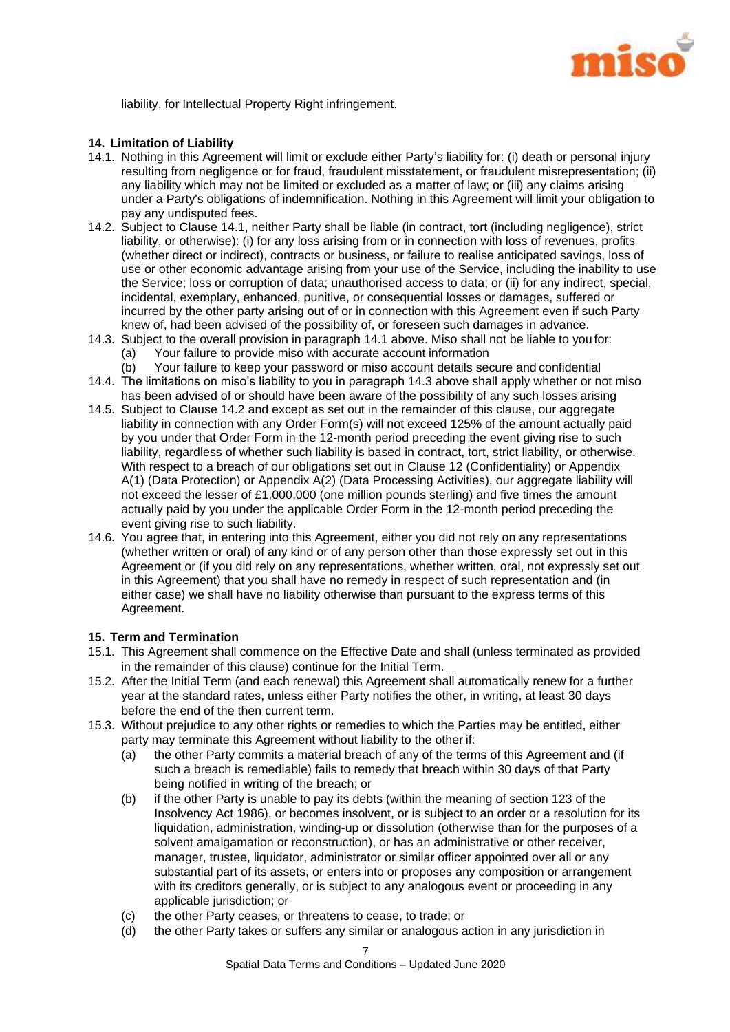liability, for Intellectual Property Right infringement.

## 14. Limitation of Liability

14.1. Nothing in this Agreement will limit or exclude either Party's liability for: (i) death or personal injury resulting from negligence or for fraud, fraudulent misstatement, or fraudulent misrepresentation; (ii) any liability which may not be limited or excluded as a matter of law; or (iii) any claims arising under a Party's obligations of indemnification. Nothing in this Agreement will limit your obligation to pay any undisputed fees.

14.2. Subject to Clause 14.1, neither Party shall be liable (in contract, tort (including negligence), strict liability, or otherwise): (i) for any loss arising from or in connection with loss of revenues, profits (whether direct or indirect), contracts or business, or failure to realise anticipated savings, loss of use or other economic advantage arising from your use of the Service, including the inability to use the Service; loss or corruption of data; unauthorised access to data; or (ii) for any indirect, special, incidental, exemplary, enhanced, punitive, or consequential losses or damages, suffered or incurred by the other party arising out of or in connection with this Agreement even if such Party knew of, had been advised of the possibility of, or foreseen such damages in advance.

14.3. Subject to the overall provision in paragraph 14.1 above. Miso shall not be liable to you for:

(a) Your failure to provide miso with accurate account information

(b) Your failure to keep your password or miso account details secure and confidential

14.4. The limitations on miso's liability to you in paragraph 14.3 above shall apply whether or not miso has been advised of or should have been aware of the possibility of any such losses arising

14.5. Subject to Clause 14.2 and except as set out in the remainder of this clause, our aggregate liability in connection with any Order Form(s) will not exceed 125% of the amount actually paid by you under that Order Form in the 12-month period preceding the event giving rise to such liability, regardless of whether such liability is based in contract, tort, strict liability, or otherwise. With respect to a breach of our obligations set out in Clause 12 (Confidentiality) or Appendix A(1) (Data Protection) or Appendix A(2) (Data Processing Activities), our aggregate liability will not exceed the lesser of £1,000,000 (one million pounds sterling) and five times the amount actually paid by you under the applicable Order Form in the 12-month period preceding the event giving rise to such liability.

14.6. You agree that, in entering into this Agreement, either you did not rely on any representations (whether written or oral) of any kind or of any person other than those expressly set out in this Agreement or (if you did rely on any representations, whether written, oral, not expressly set out in this Agreement) that you shall have no remedy in respect of such representation and (in either case) we shall have no liability otherwise than pursuant to the express terms of this Agreement.

## 15. Term and Termination

15.1. This Agreement shall commence on the Effective Date and shall (unless terminated as provided in the remainder of this clause) continue for the Initial Term.

15.2. After the Initial Term (and each renewal) this Agreement shall automatically renew for a further year at the standard rates, unless either Party notifies the other, in writing, at least 30 days before the end of the then current term.

15.3. Without prejudice to any other rights or remedies to which the Parties may be entitled, either party may terminate this Agreement without liability to the other if:

(a) the other Party commits a material breach of any of the terms of this Agreement and (if such a breach is remediable) fails to remedy that breach within 30 days of that Party being notified in writing of the breach; or

(b) if the other Party is unable to pay its debts (within the meaning of section 123 of the Insolvency Act 1986), or becomes insolvent, or is subject to an order or a resolution for its liquidation, administration, winding-up or dissolution (otherwise than for the purposes of a solvent amalgamation or reconstruction), or has an administrative or other receiver, manager, trustee, liquidator, administrator or similar officer appointed over all or any substantial part of its assets, or enters into or proposes any composition or arrangement with its creditors generally, or is subject to any analogous event or proceeding in any applicable jurisdiction; or

(c) the other Party ceases, or threatens to cease, to trade; or

(d) the other Party takes or suffers any similar or analogous action in any jurisdiction in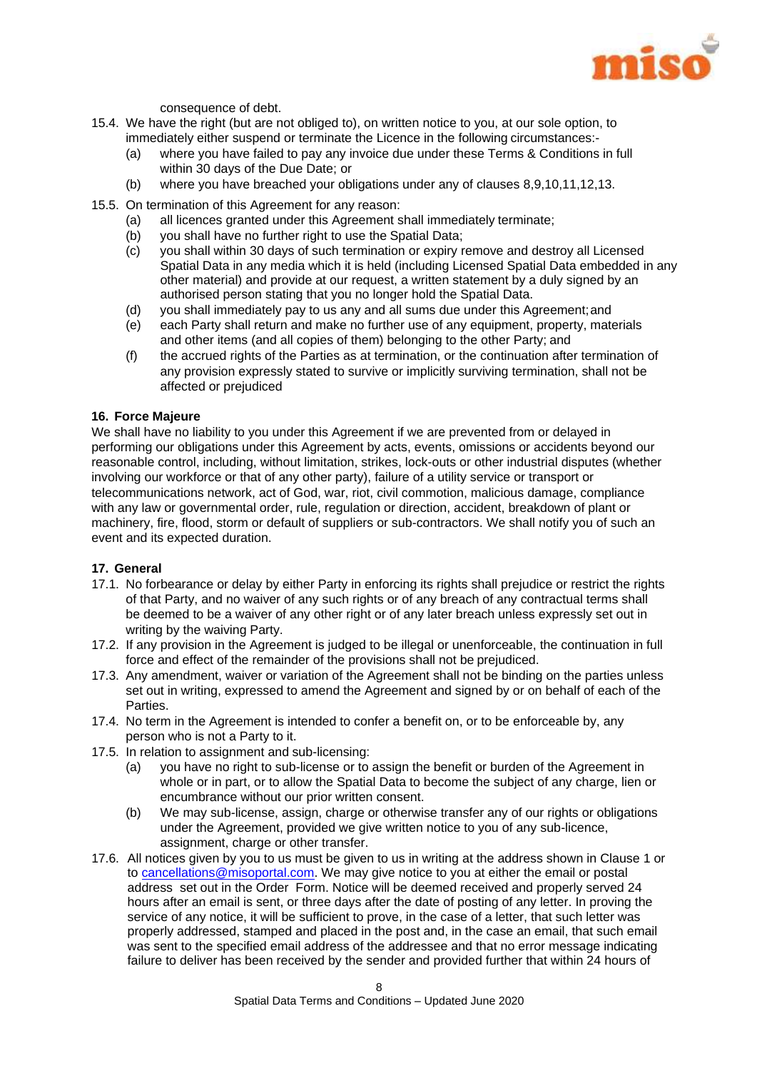consequence of debt.

15.4. We have the right (but are not obliged to), on written notice to you, at our sole option, to immediately either suspend or terminate the Licence in the following circumstances:-

  (a) where you have failed to pay any invoice due under these Terms & Conditions in full within 30 days of the Due Date; or

  (b) where you have breached your obligations under any of clauses 8,9,10,11,12,13.

15.5. On termination of this Agreement for any reason:

  (a) all licences granted under this Agreement shall immediately terminate;

  (b) you shall have no further right to use the Spatial Data;

  (c) you shall within 30 days of such termination or expiry remove and destroy all Licensed Spatial Data in any media which it is held (including Licensed Spatial Data embedded in any other material) and provide at our request, a written statement by a duly signed by an authorised person stating that you no longer hold the Spatial Data.

  (d) you shall immediately pay to us any and all sums due under this Agreement; and

  (e) each Party shall return and make no further use of any equipment, property, materials and other items (and all copies of them) belonging to the other Party; and

  (f) the accrued rights of the Parties as at termination, or the continuation after termination of any provision expressly stated to survive or implicitly surviving termination, shall not be affected or prejudiced

**16. Force Majeure**

We shall have no liability to you under this Agreement if we are prevented from or delayed in performing our obligations under this Agreement by acts, events, omissions or accidents beyond our reasonable control, including, without limitation, strikes, lock-outs or other industrial disputes (whether involving our workforce or that of any other party), failure of a utility service or transport or telecommunications network, act of God, war, riot, civil commotion, malicious damage, compliance with any law or governmental order, rule, regulation or direction, accident, breakdown of plant or machinery, fire, flood, storm or default of suppliers or sub-contractors. We shall notify you of such an event and its expected duration.

**17. General**

17.1. No forbearance or delay by either Party in enforcing its rights shall prejudice or restrict the rights of that Party, and no waiver of any such rights or of any breach of any contractual terms shall be deemed to be a waiver of any other right or of any later breach unless expressly set out in writing by the waiving Party.

17.2. If any provision in the Agreement is judged to be illegal or unenforceable, the continuation in full force and effect of the remainder of the provisions shall not be prejudiced.

17.3. Any amendment, waiver or variation of the Agreement shall not be binding on the parties unless set out in writing, expressed to amend the Agreement and signed by or on behalf of each of the Parties.

17.4. No term in the Agreement is intended to confer a benefit on, or to be enforceable by, any person who is not a Party to it.

17.5. In relation to assignment and sub-licensing:

  (a) you have no right to sub-license or to assign the benefit or burden of the Agreement in whole or in part, or to allow the Spatial Data to become the subject of any charge, lien or encumbrance without our prior written consent.

  (b) We may sub-license, assign, charge or otherwise transfer any of our rights or obligations under the Agreement, provided we give written notice to you of any sub-licence, assignment, charge or other transfer.

17.6. All notices given by you to us must be given to us in writing at the address shown in Clause 1 or to cancellations@misoportal.com. We may give notice to you at either the email or postal address set out in the Order Form. Notice will be deemed received and properly served 24 hours after an email is sent, or three days after the date of posting of any letter. In proving the service of any notice, it will be sufficient to prove, in the case of a letter, that such letter was properly addressed, stamped and placed in the post and, in the case an email, that such email was sent to the specified email address of the addressee and that no error message indicating failure to deliver has been received by the sender and provided further that within 24 hours of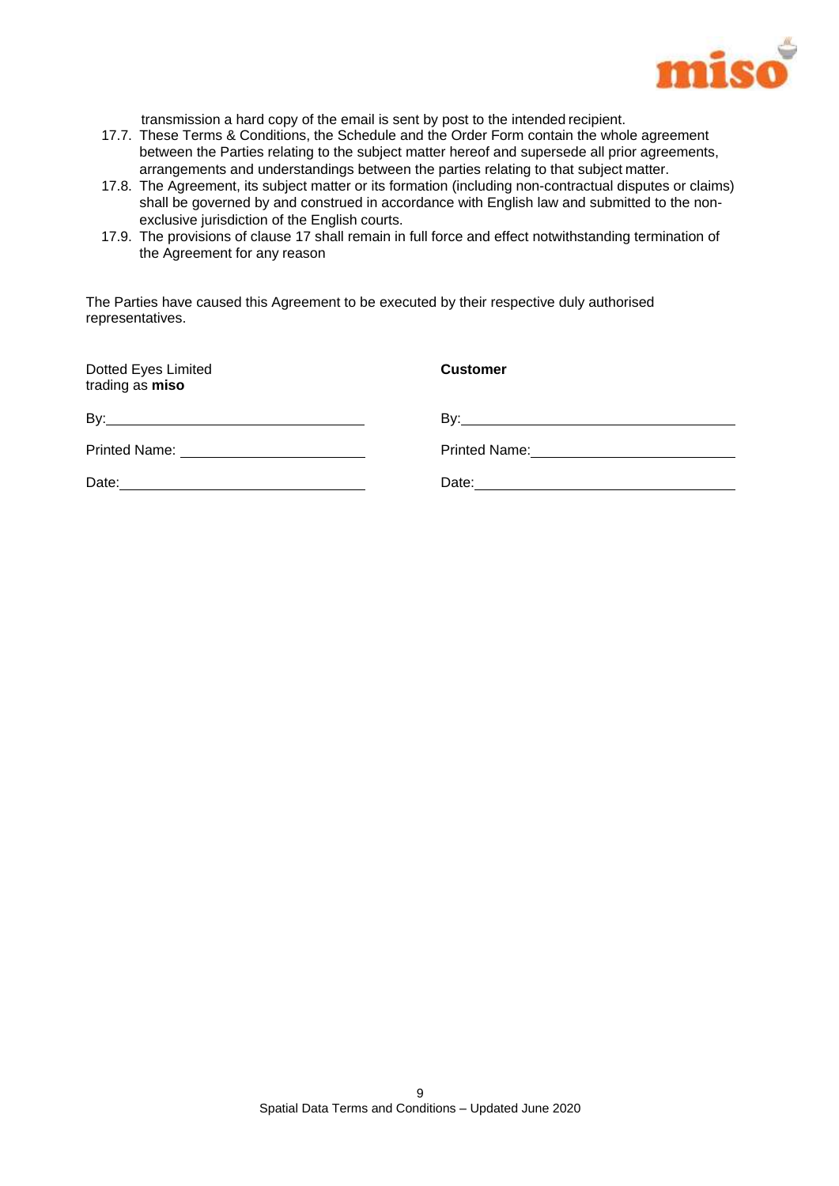transmission a hard copy of the email is sent by post to the intended recipient.

17.7. These Terms & Conditions, the Schedule and the Order Form contain the whole agreement between the Parties relating to the subject matter hereof and supersede all prior agreements, arrangements and understandings between the parties relating to that subject matter.

17.8. The Agreement, its subject matter or its formation (including non-contractual disputes or claims) shall be governed by and construed in accordance with English law and submitted to the non-exclusive jurisdiction of the English courts.

17.9. The provisions of clause 17 shall remain in full force and effect notwithstanding termination of the Agreement for any reason

The Parties have caused this Agreement to be executed by their respective duly authorised representatives.

| Dotted Eyes Limited trading as **miso** | **Customer** |
|---|---|
| By:\_\_\_\_\_\_\_\_\_\_\_\_\_\_\_\_\_\_\_\_\_\_\_\_ | By:\_\_\_\_\_\_\_\_\_\_\_\_\_\_\_\_\_\_\_\_\_\_\_\_ |
| Printed Name: \_\_\_\_\_\_\_\_\_\_\_\_\_\_\_\_ | Printed Name:\_\_\_\_\_\_\_\_\_\_\_\_\_\_\_\_ |
| Date:\_\_\_\_\_\_\_\_\_\_\_\_\_\_\_\_\_\_\_\_\_\_ | Date:\_\_\_\_\_\_\_\_\_\_\_\_\_\_\_\_\_\_\_\_\_\_ |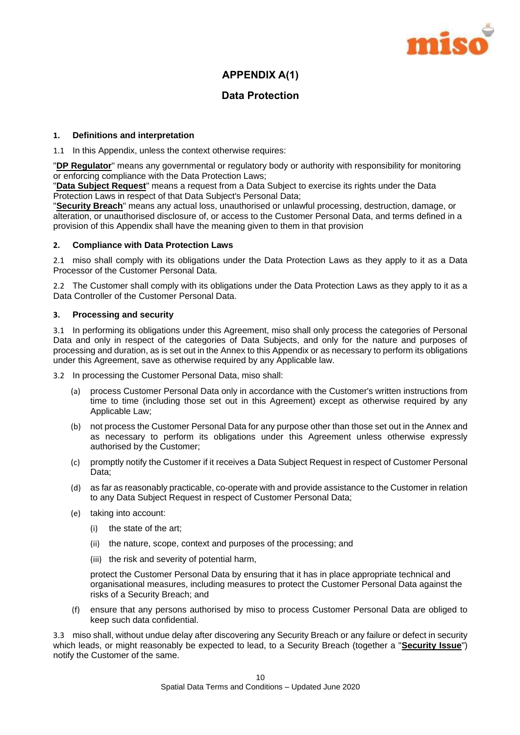# APPENDIX A(1)

## Data Protection

**1. Definitions and interpretation**

1.1 In this Appendix, unless the context otherwise requires:

"**DP Regulator**" means any governmental or regulatory body or authority with responsibility for monitoring or enforcing compliance with the Data Protection Laws;
"**Data Subject Request**" means a request from a Data Subject to exercise its rights under the Data Protection Laws in respect of that Data Subject's Personal Data;
"**Security Breach**" means any actual loss, unauthorised or unlawful processing, destruction, damage, or alteration, or unauthorised disclosure of, or access to the Customer Personal Data, and terms defined in a provision of this Appendix shall have the meaning given to them in that provision

**2. Compliance with Data Protection Laws**

2.1 miso shall comply with its obligations under the Data Protection Laws as they apply to it as a Data Processor of the Customer Personal Data.

2.2 The Customer shall comply with its obligations under the Data Protection Laws as they apply to it as a Data Controller of the Customer Personal Data.

**3. Processing and security**

3.1 In performing its obligations under this Agreement, miso shall only process the categories of Personal Data and only in respect of the categories of Data Subjects, and only for the nature and purposes of processing and duration, as is set out in the Annex to this Appendix or as necessary to perform its obligations under this Agreement, save as otherwise required by any Applicable law.

3.2 In processing the Customer Personal Data, miso shall:

(a) process Customer Personal Data only in accordance with the Customer's written instructions from time to time (including those set out in this Agreement) except as otherwise required by any Applicable Law;

(b) not process the Customer Personal Data for any purpose other than those set out in the Annex and as necessary to perform its obligations under this Agreement unless otherwise expressly authorised by the Customer;

(c) promptly notify the Customer if it receives a Data Subject Request in respect of Customer Personal Data;

(d) as far as reasonably practicable, co-operate with and provide assistance to the Customer in relation to any Data Subject Request in respect of Customer Personal Data;

(e) taking into account:

(i) the state of the art;

(ii) the nature, scope, context and purposes of the processing; and

(iii) the risk and severity of potential harm,

protect the Customer Personal Data by ensuring that it has in place appropriate technical and organisational measures, including measures to protect the Customer Personal Data against the risks of a Security Breach; and

(f) ensure that any persons authorised by miso to process Customer Personal Data are obliged to keep such data confidential.

3.3 miso shall, without undue delay after discovering any Security Breach or any failure or defect in security which leads, or might reasonably be expected to lead, to a Security Breach (together a "**Security Issue**") notify the Customer of the same.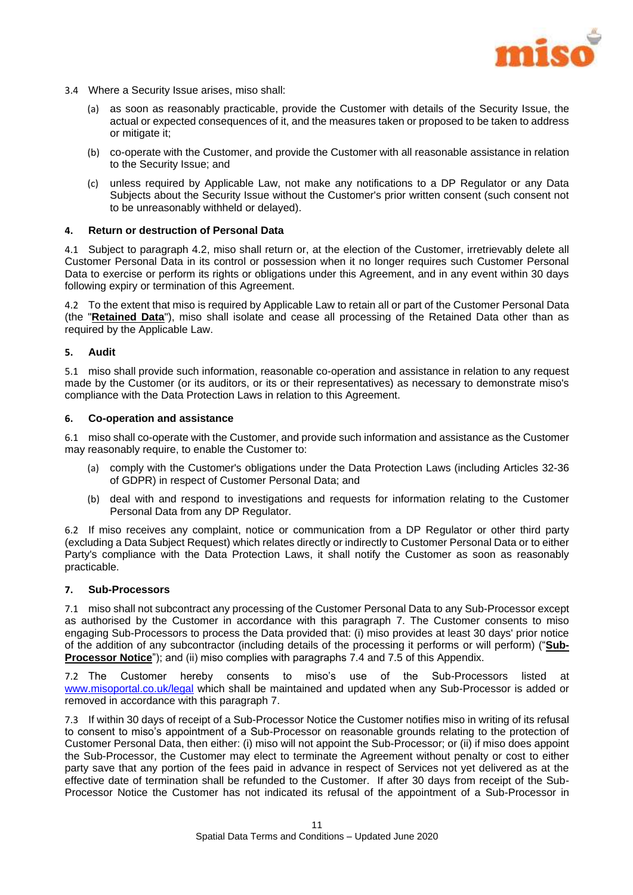3.4 Where a Security Issue arises, miso shall:

(a) as soon as reasonably practicable, provide the Customer with details of the Security Issue, the actual or expected consequences of it, and the measures taken or proposed to be taken to address or mitigate it;

(b) co-operate with the Customer, and provide the Customer with all reasonable assistance in relation to the Security Issue; and

(c) unless required by Applicable Law, not make any notifications to a DP Regulator or any Data Subjects about the Security Issue without the Customer's prior written consent (such consent not to be unreasonably withheld or delayed).

#### 4. Return or destruction of Personal Data

4.1 Subject to paragraph 4.2, miso shall return or, at the election of the Customer, irretrievably delete all Customer Personal Data in its control or possession when it no longer requires such Customer Personal Data to exercise or perform its rights or obligations under this Agreement, and in any event within 30 days following expiry or termination of this Agreement.

4.2 To the extent that miso is required by Applicable Law to retain all or part of the Customer Personal Data (the "**Retained Data**"), miso shall isolate and cease all processing of the Retained Data other than as required by the Applicable Law.

#### 5. Audit

5.1 miso shall provide such information, reasonable co-operation and assistance in relation to any request made by the Customer (or its auditors, or its or their representatives) as necessary to demonstrate miso's compliance with the Data Protection Laws in relation to this Agreement.

#### 6. Co-operation and assistance

6.1 miso shall co-operate with the Customer, and provide such information and assistance as the Customer may reasonably require, to enable the Customer to:

(a) comply with the Customer's obligations under the Data Protection Laws (including Articles 32-36 of GDPR) in respect of Customer Personal Data; and

(b) deal with and respond to investigations and requests for information relating to the Customer Personal Data from any DP Regulator.

6.2 If miso receives any complaint, notice or communication from a DP Regulator or other third party (excluding a Data Subject Request) which relates directly or indirectly to Customer Personal Data or to either Party's compliance with the Data Protection Laws, it shall notify the Customer as soon as reasonably practicable.

#### 7. Sub-Processors

7.1 miso shall not subcontract any processing of the Customer Personal Data to any Sub-Processor except as authorised by the Customer in accordance with this paragraph 7. The Customer consents to miso engaging Sub-Processors to process the Data provided that: (i) miso provides at least 30 days' prior notice of the addition of any subcontractor (including details of the processing it performs or will perform) ("**Sub-Processor Notice**"); and (ii) miso complies with paragraphs 7.4 and 7.5 of this Appendix.

7.2 The Customer hereby consents to miso's use of the Sub-Processors listed at www.misoportal.co.uk/legal which shall be maintained and updated when any Sub-Processor is added or removed in accordance with this paragraph 7.

7.3 If within 30 days of receipt of a Sub-Processor Notice the Customer notifies miso in writing of its refusal to consent to miso's appointment of a Sub-Processor on reasonable grounds relating to the protection of Customer Personal Data, then either: (i) miso will not appoint the Sub-Processor; or (ii) if miso does appoint the Sub-Processor, the Customer may elect to terminate the Agreement without penalty or cost to either party save that any portion of the fees paid in advance in respect of Services not yet delivered as at the effective date of termination shall be refunded to the Customer. If after 30 days from receipt of the Sub-Processor Notice the Customer has not indicated its refusal of the appointment of a Sub-Processor in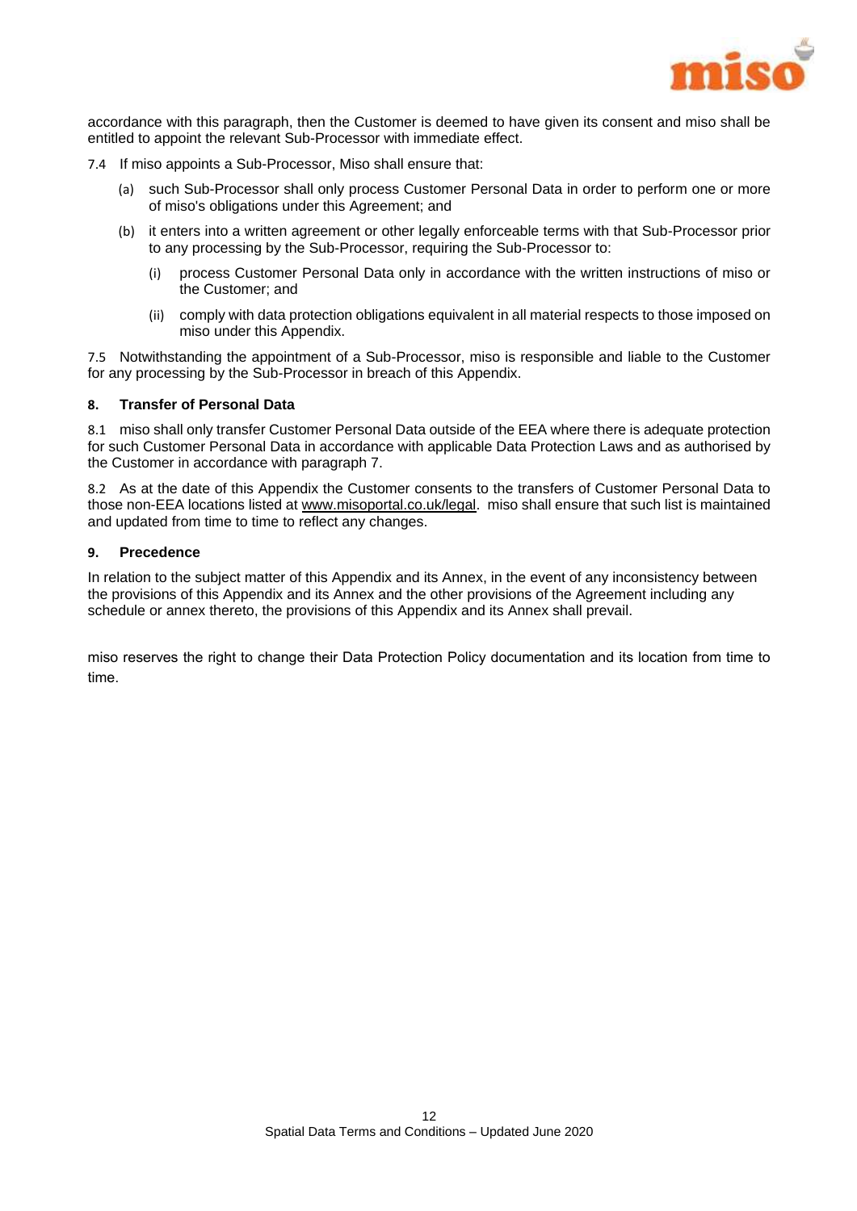accordance with this paragraph, then the Customer is deemed to have given its consent and miso shall be entitled to appoint the relevant Sub-Processor with immediate effect.

7.4 If miso appoints a Sub-Processor, Miso shall ensure that:

(a) such Sub-Processor shall only process Customer Personal Data in order to perform one or more of miso's obligations under this Agreement; and

(b) it enters into a written agreement or other legally enforceable terms with that Sub-Processor prior to any processing by the Sub-Processor, requiring the Sub-Processor to:

(i) process Customer Personal Data only in accordance with the written instructions of miso or the Customer; and

(ii) comply with data protection obligations equivalent in all material respects to those imposed on miso under this Appendix.

7.5 Notwithstanding the appointment of a Sub-Processor, miso is responsible and liable to the Customer for any processing by the Sub-Processor in breach of this Appendix.

**8. Transfer of Personal Data**

8.1 miso shall only transfer Customer Personal Data outside of the EEA where there is adequate protection for such Customer Personal Data in accordance with applicable Data Protection Laws and as authorised by the Customer in accordance with paragraph 7.

8.2 As at the date of this Appendix the Customer consents to the transfers of Customer Personal Data to those non-EEA locations listed at www.misoportal.co.uk/legal. miso shall ensure that such list is maintained and updated from time to time to reflect any changes.

**9. Precedence**

In relation to the subject matter of this Appendix and its Annex, in the event of any inconsistency between the provisions of this Appendix and its Annex and the other provisions of the Agreement including any schedule or annex thereto, the provisions of this Appendix and its Annex shall prevail.

miso reserves the right to change their Data Protection Policy documentation and its location from time to time.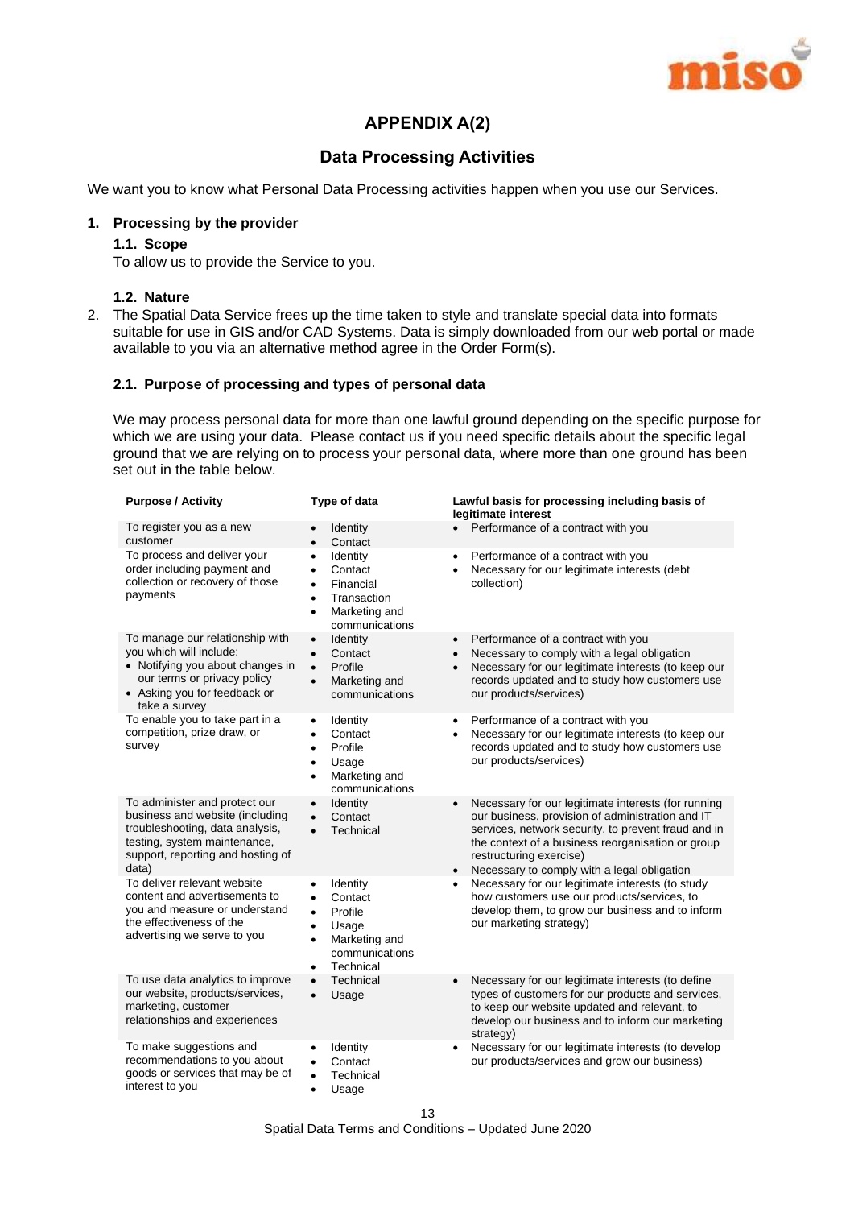## APPENDIX A(2)

## Data Processing Activities

We want you to know what Personal Data Processing activities happen when you use our Services.

### 1. Processing by the provider

#### 1.1. Scope

To allow us to provide the Service to you.

#### 1.2. Nature

2. The Spatial Data Service frees up the time taken to style and translate special data into formats suitable for use in GIS and/or CAD Systems. Data is simply downloaded from our web portal or made available to you via an alternative method agree in the Order Form(s).

#### 2.1. Purpose of processing and types of personal data

We may process personal data for more than one lawful ground depending on the specific purpose for which we are using your data. Please contact us if you need specific details about the specific legal ground that we are relying on to process your personal data, where more than one ground has been set out in the table below.

| Purpose / Activity | Type of data | Lawful basis for processing including basis of legitimate interest |
|---|---|---|
| To register you as a new customer | • Identity<br>• Contact | • Performance of a contract with you |
| To process and deliver your order including payment and collection or recovery of those payments | • Identity<br>• Contact<br>• Financial<br>• Transaction<br>• Marketing and communications | • Performance of a contract with you<br>• Necessary for our legitimate interests (debt collection) |
| To manage our relationship with you which will include:<br>• Notifying you about changes in our terms or privacy policy<br>• Asking you for feedback or take a survey | • Identity<br>• Contact<br>• Profile<br>• Marketing and communications | • Performance of a contract with you<br>• Necessary to comply with a legal obligation<br>• Necessary for our legitimate interests (to keep our records updated and to study how customers use our products/services) |
| To enable you to take part in a competition, prize draw, or survey | • Identity<br>• Contact<br>• Profile<br>• Usage<br>• Marketing and communications | • Performance of a contract with you<br>• Necessary for our legitimate interests (to keep our records updated and to study how customers use our products/services) |
| To administer and protect our business and website (including troubleshooting, data analysis, testing, system maintenance, support, reporting and hosting of data) | • Identity<br>• Contact<br>• Technical | • Necessary for our legitimate interests (for running our business, provision of administration and IT services, network security, to prevent fraud and in the context of a business reorganisation or group restructuring exercise)<br>• Necessary to comply with a legal obligation |
| To deliver relevant website content and advertisements to you and measure or understand the effectiveness of the advertising we serve to you | • Identity<br>• Contact<br>• Profile<br>• Usage<br>• Marketing and communications<br>• Technical | • Necessary for our legitimate interests (to study how customers use our products/services, to develop them, to grow our business and to inform our marketing strategy) |
| To use data analytics to improve our website, products/services, marketing, customer relationships and experiences | • Technical<br>• Usage | • Necessary for our legitimate interests (to define types of customers for our products and services, to keep our website updated and relevant, to develop our business and to inform our marketing strategy) |
| To make suggestions and recommendations to you about goods or services that may be of interest to you | • Identity<br>• Contact<br>• Technical<br>• Usage | • Necessary for our legitimate interests (to develop our products/services and grow our business) |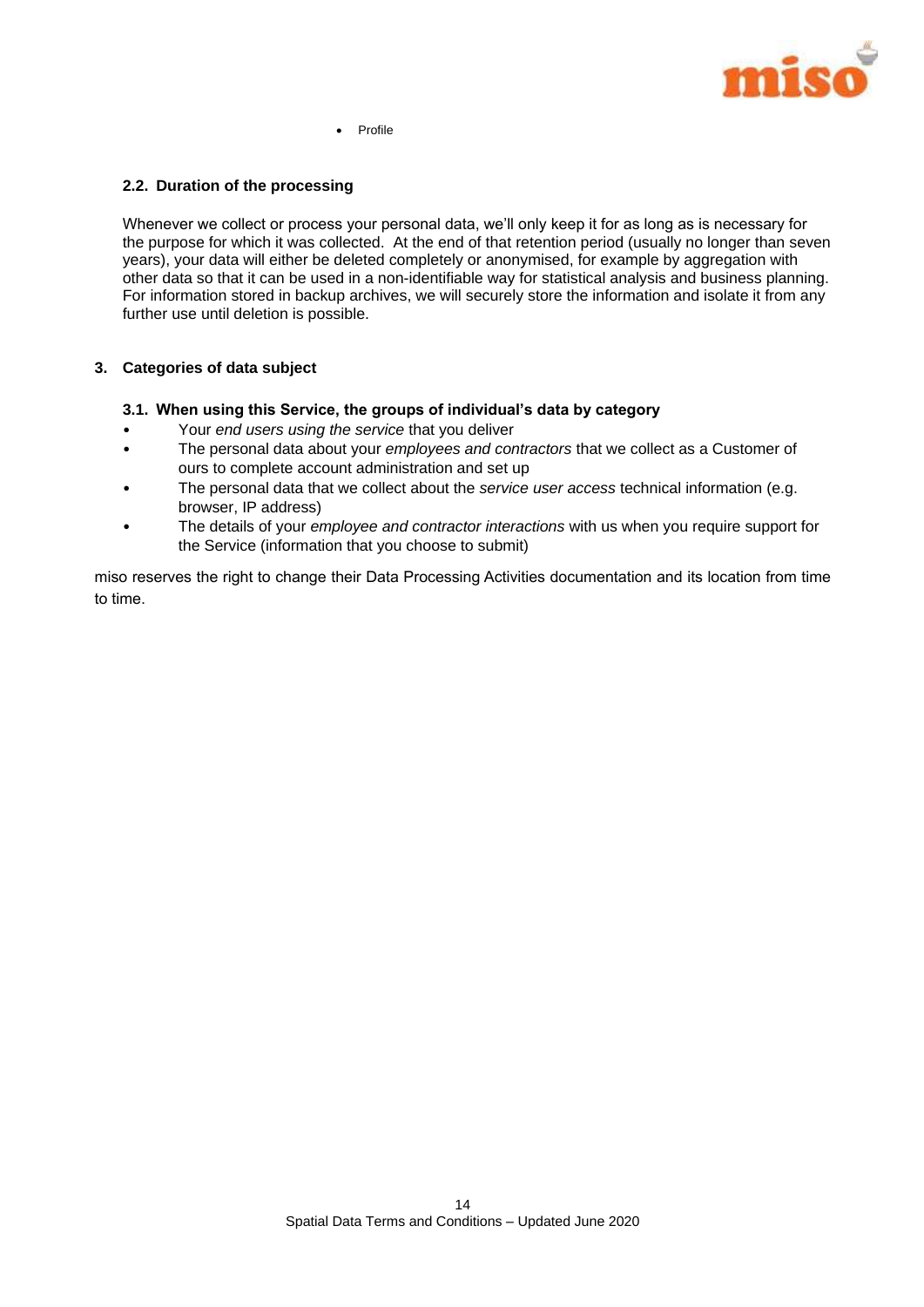- Profile

### 2.2. Duration of the processing

Whenever we collect or process your personal data, we'll only keep it for as long as is necessary for the purpose for which it was collected. At the end of that retention period (usually no longer than seven years), your data will either be deleted completely or anonymised, for example by aggregation with other data so that it can be used in a non-identifiable way for statistical analysis and business planning. For information stored in backup archives, we will securely store the information and isolate it from any further use until deletion is possible.

## 3. Categories of data subject

### 3.1. When using this Service, the groups of individual's data by category

- Your *end users using the service* that you deliver
- The personal data about your *employees and contractors* that we collect as a Customer of ours to complete account administration and set up
- The personal data that we collect about the *service user access* technical information (e.g. browser, IP address)
- The details of your *employee and contractor interactions* with us when you require support for the Service (information that you choose to submit)

miso reserves the right to change their Data Processing Activities documentation and its location from time to time.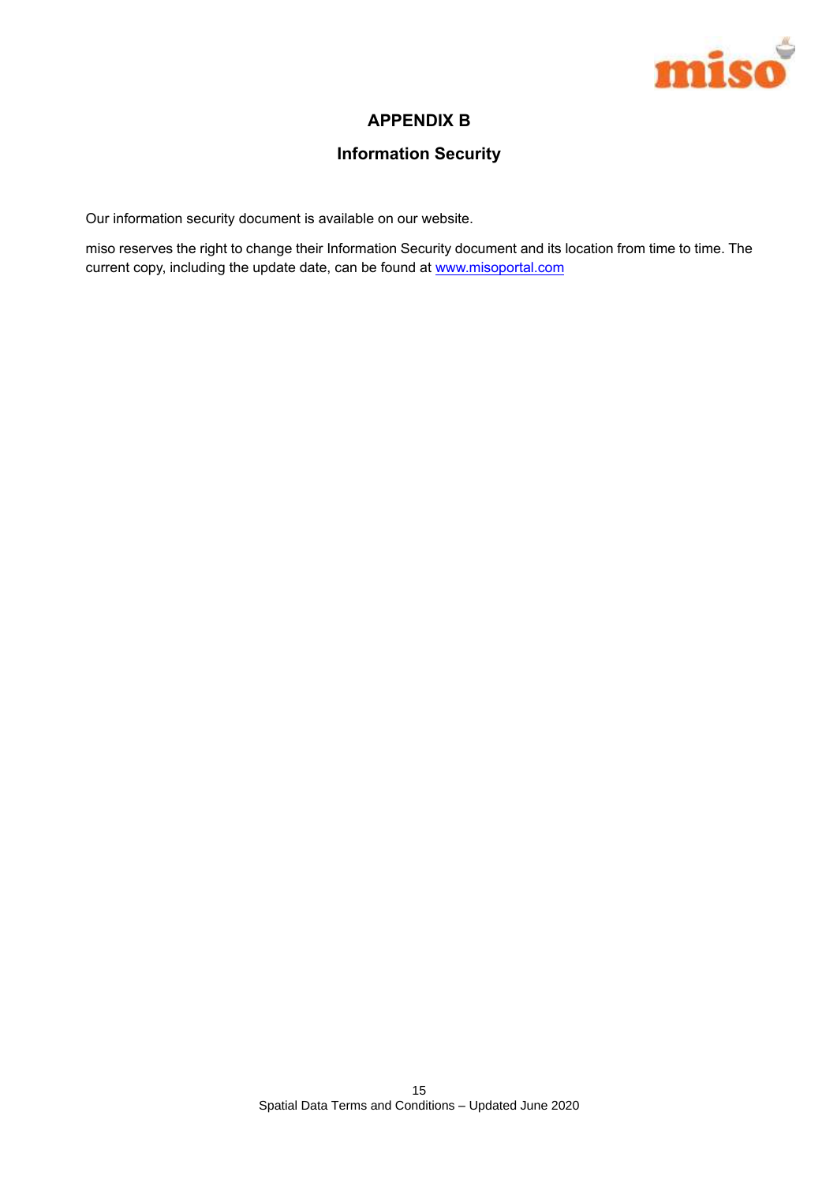# APPENDIX B

## Information Security

Our information security document is available on our website.

miso reserves the right to change their Information Security document and its location from time to time. The current copy, including the update date, can be found at [www.misoportal.com](http://www.misoportal.com)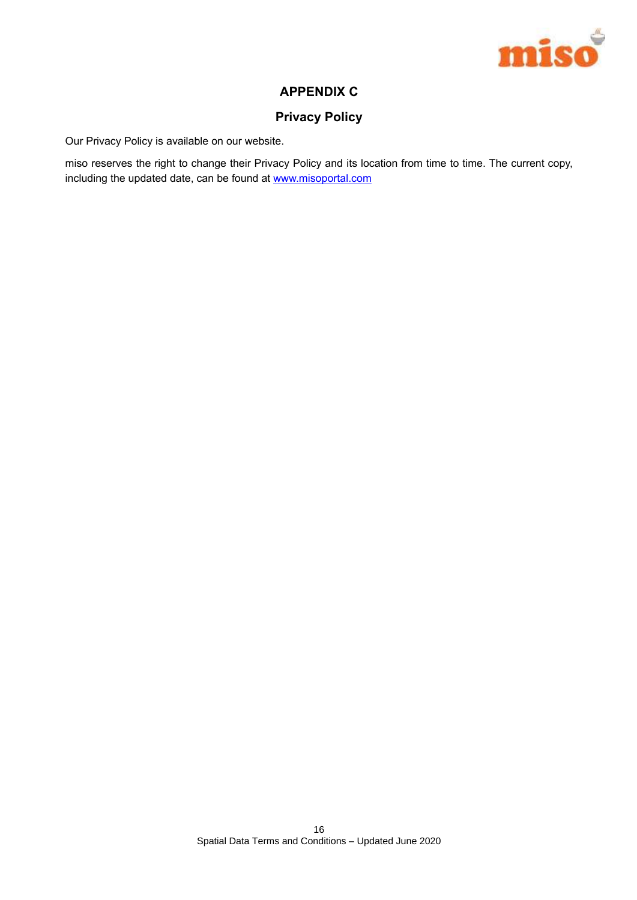# APPENDIX C

## Privacy Policy

Our Privacy Policy is available on our website.

miso reserves the right to change their Privacy Policy and its location from time to time. The current copy, including the updated date, can be found at [www.misoportal.com](www.misoportal.com)